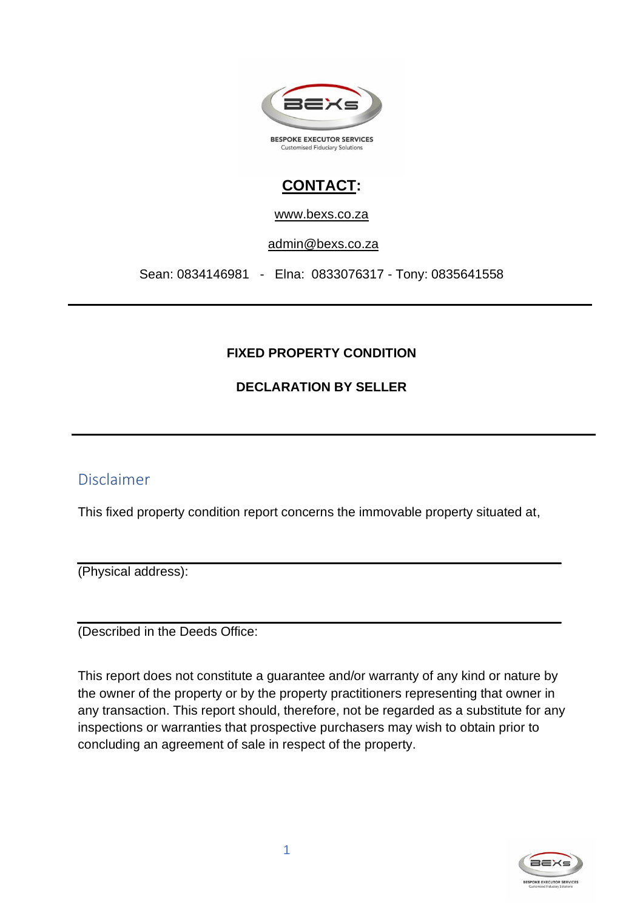BESPOKE EXECUTOR SERVICES
Customised Fiduciary Solutions

## CONTACT:

www.bexs.co.za

admin@bexs.co.za

Sean: 0834146981 - Elna: 0833076317 - Tony: 0835641558

---

**FIXED PROPERTY CONDITION**

**DECLARATION BY SELLER**

---

## Disclaimer

This fixed property condition report concerns the immovable property situated at,

\_\_\_\_\_\_\_\_\_\_\_\_\_\_\_\_\_\_\_\_\_\_\_\_\_\_\_\_\_\_\_\_\_\_\_\_\_\_\_\_\_\_\_\_\_\_\_\_\_\_\_\_\_\_\_\_\_\_\_\_

(Physical address):

\_\_\_\_\_\_\_\_\_\_\_\_\_\_\_\_\_\_\_\_\_\_\_\_\_\_\_\_\_\_\_\_\_\_\_\_\_\_\_\_\_\_\_\_\_\_\_\_\_\_\_\_\_\_\_\_\_\_\_\_

(Described in the Deeds Office:

This report does not constitute a guarantee and/or warranty of any kind or nature by the owner of the property or by the property practitioners representing that owner in any transaction. This report should, therefore, not be regarded as a substitute for any inspections or warranties that prospective purchasers may wish to obtain prior to concluding an agreement of sale in respect of the property.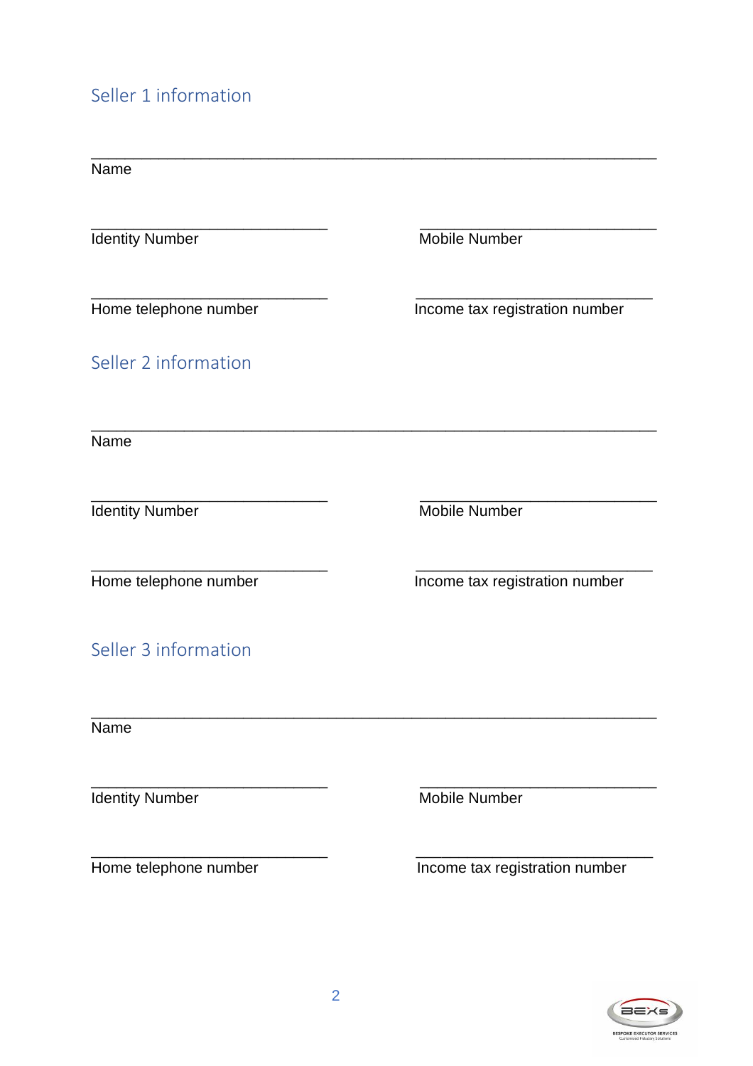## Seller 1 information

\_\_\_\_\_\_\_\_\_\_\_\_\_\_\_\_\_\_\_\_\_\_\_\_\_\_\_\_\_\_\_\_\_\_\_\_\_\_\_\_\_\_\_\_\_\_\_\_\_\_\_\_\_\_\_\_\_\_\_\_
Name

\_\_\_\_\_\_\_\_\_\_\_\_\_\_\_\_\_\_\_\_\_\_\_\_\_\_\_\_\_ \_\_\_\_\_\_\_\_\_\_\_\_\_\_\_\_\_\_\_\_\_\_\_\_\_\_\_\_\_
Identity Number Mobile Number

\_\_\_\_\_\_\_\_\_\_\_\_\_\_\_\_\_\_\_\_\_\_\_\_\_\_\_\_\_ \_\_\_\_\_\_\_\_\_\_\_\_\_\_\_\_\_\_\_\_\_\_\_\_\_\_\_\_\_
Home telephone number Income tax registration number

## Seller 2 information

\_\_\_\_\_\_\_\_\_\_\_\_\_\_\_\_\_\_\_\_\_\_\_\_\_\_\_\_\_\_\_\_\_\_\_\_\_\_\_\_\_\_\_\_\_\_\_\_\_\_\_\_\_\_\_\_\_\_\_\_
Name

\_\_\_\_\_\_\_\_\_\_\_\_\_\_\_\_\_\_\_\_\_\_\_\_\_\_\_\_\_ \_\_\_\_\_\_\_\_\_\_\_\_\_\_\_\_\_\_\_\_\_\_\_\_\_\_\_\_\_
Identity Number Mobile Number

\_\_\_\_\_\_\_\_\_\_\_\_\_\_\_\_\_\_\_\_\_\_\_\_\_\_\_\_\_ \_\_\_\_\_\_\_\_\_\_\_\_\_\_\_\_\_\_\_\_\_\_\_\_\_\_\_\_\_
Home telephone number Income tax registration number

## Seller 3 information

\_\_\_\_\_\_\_\_\_\_\_\_\_\_\_\_\_\_\_\_\_\_\_\_\_\_\_\_\_\_\_\_\_\_\_\_\_\_\_\_\_\_\_\_\_\_\_\_\_\_\_\_\_\_\_\_\_\_\_\_
Name

\_\_\_\_\_\_\_\_\_\_\_\_\_\_\_\_\_\_\_\_\_\_\_\_\_\_\_\_\_ \_\_\_\_\_\_\_\_\_\_\_\_\_\_\_\_\_\_\_\_\_\_\_\_\_\_\_\_\_
Identity Number Mobile Number

\_\_\_\_\_\_\_\_\_\_\_\_\_\_\_\_\_\_\_\_\_\_\_\_\_\_\_\_\_ \_\_\_\_\_\_\_\_\_\_\_\_\_\_\_\_\_\_\_\_\_\_\_\_\_\_\_\_\_
Home telephone number Income tax registration number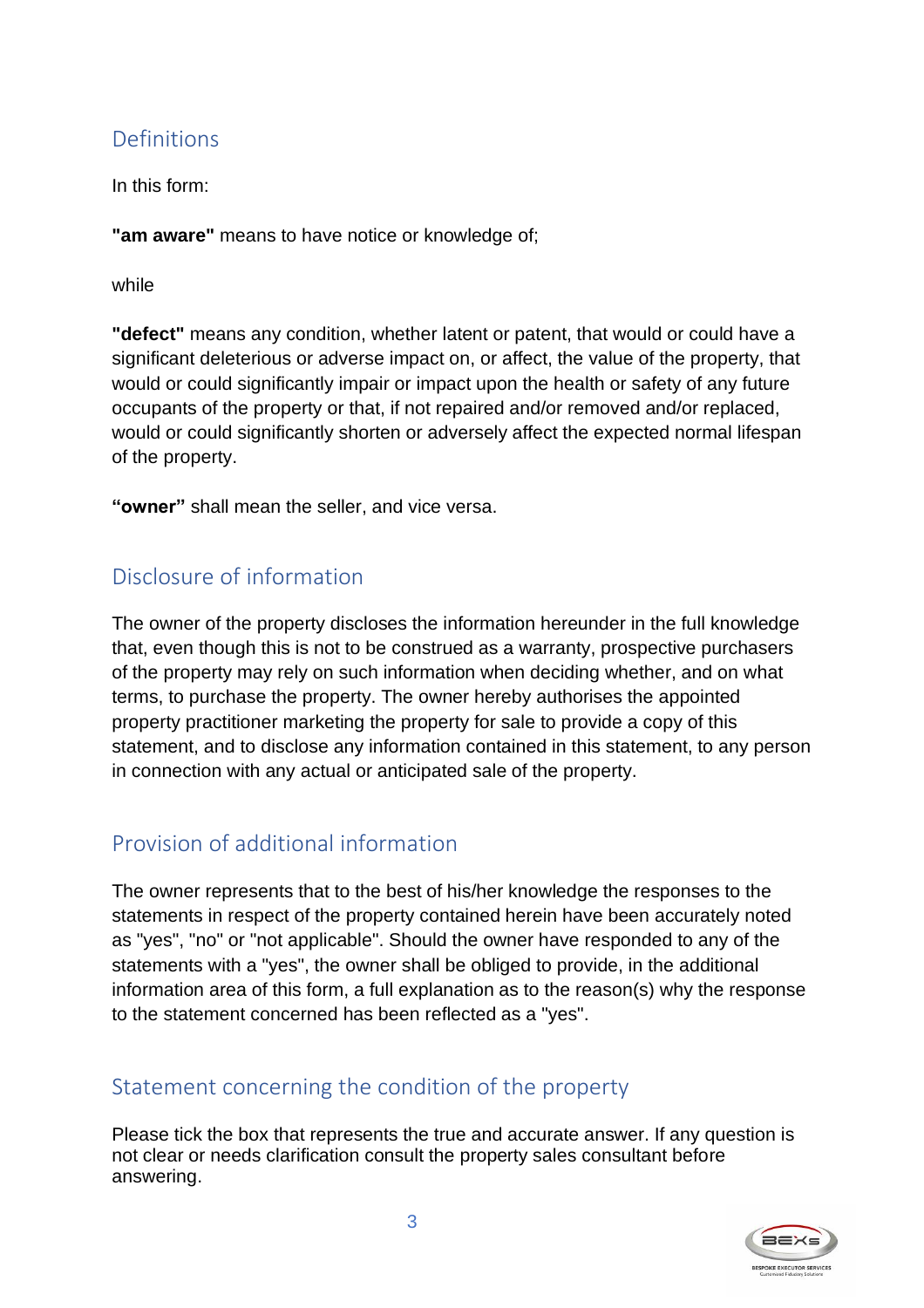## Definitions

In this form:

**"am aware"** means to have notice or knowledge of;

while

**"defect"** means any condition, whether latent or patent, that would or could have a significant deleterious or adverse impact on, or affect, the value of the property, that would or could significantly impair or impact upon the health or safety of any future occupants of the property or that, if not repaired and/or removed and/or replaced, would or could significantly shorten or adversely affect the expected normal lifespan of the property.

**"owner"** shall mean the seller, and vice versa.

## Disclosure of information

The owner of the property discloses the information hereunder in the full knowledge that, even though this is not to be construed as a warranty, prospective purchasers of the property may rely on such information when deciding whether, and on what terms, to purchase the property. The owner hereby authorises the appointed property practitioner marketing the property for sale to provide a copy of this statement, and to disclose any information contained in this statement, to any person in connection with any actual or anticipated sale of the property.

## Provision of additional information

The owner represents that to the best of his/her knowledge the responses to the statements in respect of the property contained herein have been accurately noted as "yes", "no" or "not applicable". Should the owner have responded to any of the statements with a "yes", the owner shall be obliged to provide, in the additional information area of this form, a full explanation as to the reason(s) why the response to the statement concerned has been reflected as a "yes".

## Statement concerning the condition of the property

Please tick the box that represents the true and accurate answer. If any question is not clear or needs clarification consult the property sales consultant before answering.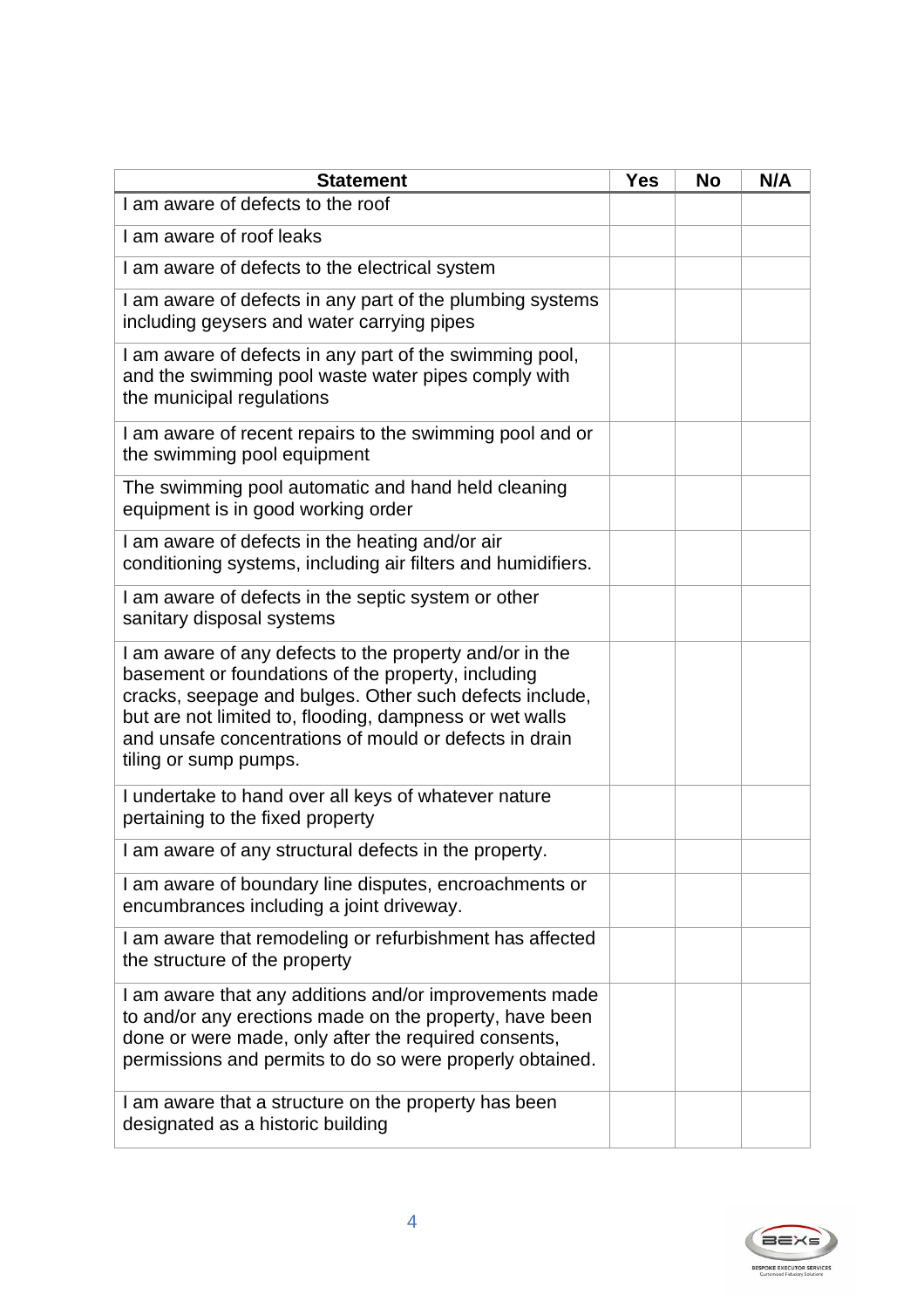| Statement | Yes | No | N/A |
| --- | --- | --- | --- |
| I am aware of defects to the roof | | | |
| I am aware of roof leaks | | | |
| I am aware of defects to the electrical system | | | |
| I am aware of defects in any part of the plumbing systems including geysers and water carrying pipes | | | |
| I am aware of defects in any part of the swimming pool, and the swimming pool waste water pipes comply with the municipal regulations | | | |
| I am aware of recent repairs to the swimming pool and or the swimming pool equipment | | | |
| The swimming pool automatic and hand held cleaning equipment is in good working order | | | |
| I am aware of defects in the heating and/or air conditioning systems, including air filters and humidifiers. | | | |
| I am aware of defects in the septic system or other sanitary disposal systems | | | |
| I am aware of any defects to the property and/or in the basement or foundations of the property, including cracks, seepage and bulges. Other such defects include, but are not limited to, flooding, dampness or wet walls and unsafe concentrations of mould or defects in drain tiling or sump pumps. | | | |
| I undertake to hand over all keys of whatever nature pertaining to the fixed property | | | |
| I am aware of any structural defects in the property. | | | |
| I am aware of boundary line disputes, encroachments or encumbrances including a joint driveway. | | | |
| I am aware that remodeling or refurbishment has affected the structure of the property | | | |
| I am aware that any additions and/or improvements made to and/or any erections made on the property, have been done or were made, only after the required consents, permissions and permits to do so were properly obtained. | | | |
| I am aware that a structure on the property has been designated as a historic building | | | |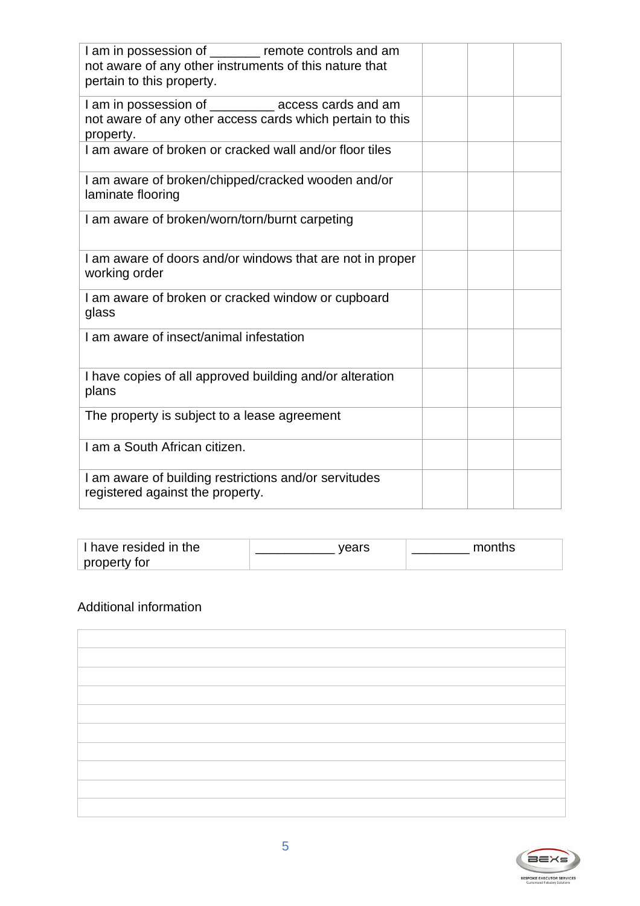| | | | |
|---|---|---|---|
| I am in possession of _______ remote controls and am not aware of any other instruments of this nature that pertain to this property. | | | |
| I am in possession of _________ access cards and am not aware of any other access cards which pertain to this property. | | | |
| I am aware of broken or cracked wall and/or floor tiles | | | |
| I am aware of broken/chipped/cracked wooden and/or laminate flooring | | | |
| I am aware of broken/worn/torn/burnt carpeting | | | |
| I am aware of doors and/or windows that are not in proper working order | | | |
| I am aware of broken or cracked window or cupboard glass | | | |
| I am aware of insect/animal infestation | | | |
| I have copies of all approved building and/or alteration plans | | | |
| The property is subject to a lease agreement | | | |
| I am a South African citizen. | | | |
| I am aware of building restrictions and/or servitudes registered against the property. | | | |

| | | |
|---|---|---|
| I have resided in the property for | ___________ years | ________ months |

Additional information

| |
|---|
| |
| |
| |
| |
| |
| |
| |
| |
| |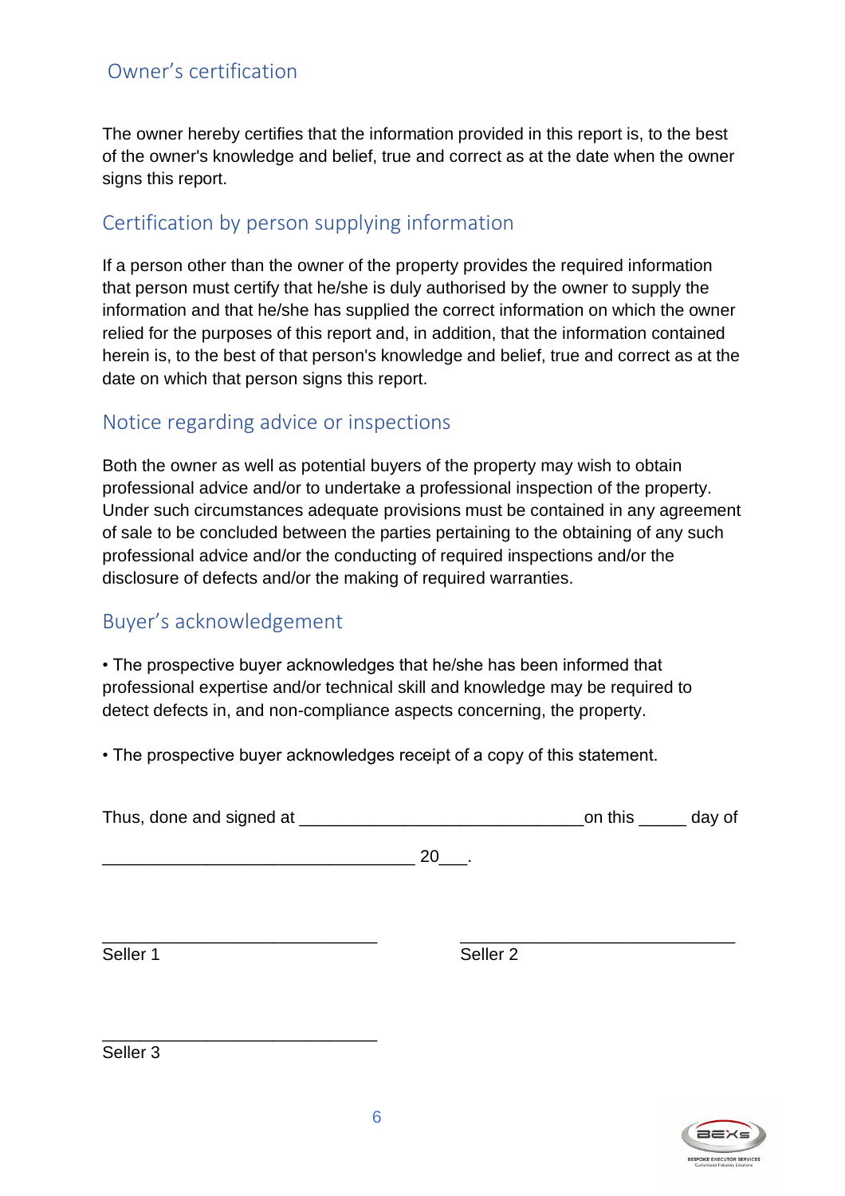## Owner's certification

The owner hereby certifies that the information provided in this report is, to the best of the owner's knowledge and belief, true and correct as at the date when the owner signs this report.

## Certification by person supplying information

If a person other than the owner of the property provides the required information that person must certify that he/she is duly authorised by the owner to supply the information and that he/she has supplied the correct information on which the owner relied for the purposes of this report and, in addition, that the information contained herein is, to the best of that person's knowledge and belief, true and correct as at the date on which that person signs this report.

## Notice regarding advice or inspections

Both the owner as well as potential buyers of the property may wish to obtain professional advice and/or to undertake a professional inspection of the property. Under such circumstances adequate provisions must be contained in any agreement of sale to be concluded between the parties pertaining to the obtaining of any such professional advice and/or the conducting of required inspections and/or the disclosure of defects and/or the making of required warranties.

## Buyer's acknowledgement

• The prospective buyer acknowledges that he/she has been informed that professional expertise and/or technical skill and knowledge may be required to detect defects in, and non-compliance aspects concerning, the property.

• The prospective buyer acknowledges receipt of a copy of this statement.

Thus, done and signed at ______________________________on this _____ day of

_________________________________ 20___.

_____________________________ &nbsp;&nbsp;&nbsp;&nbsp; _____________________________
Seller 1 &nbsp;&nbsp;&nbsp;&nbsp; Seller 2

_____________________________
Seller 3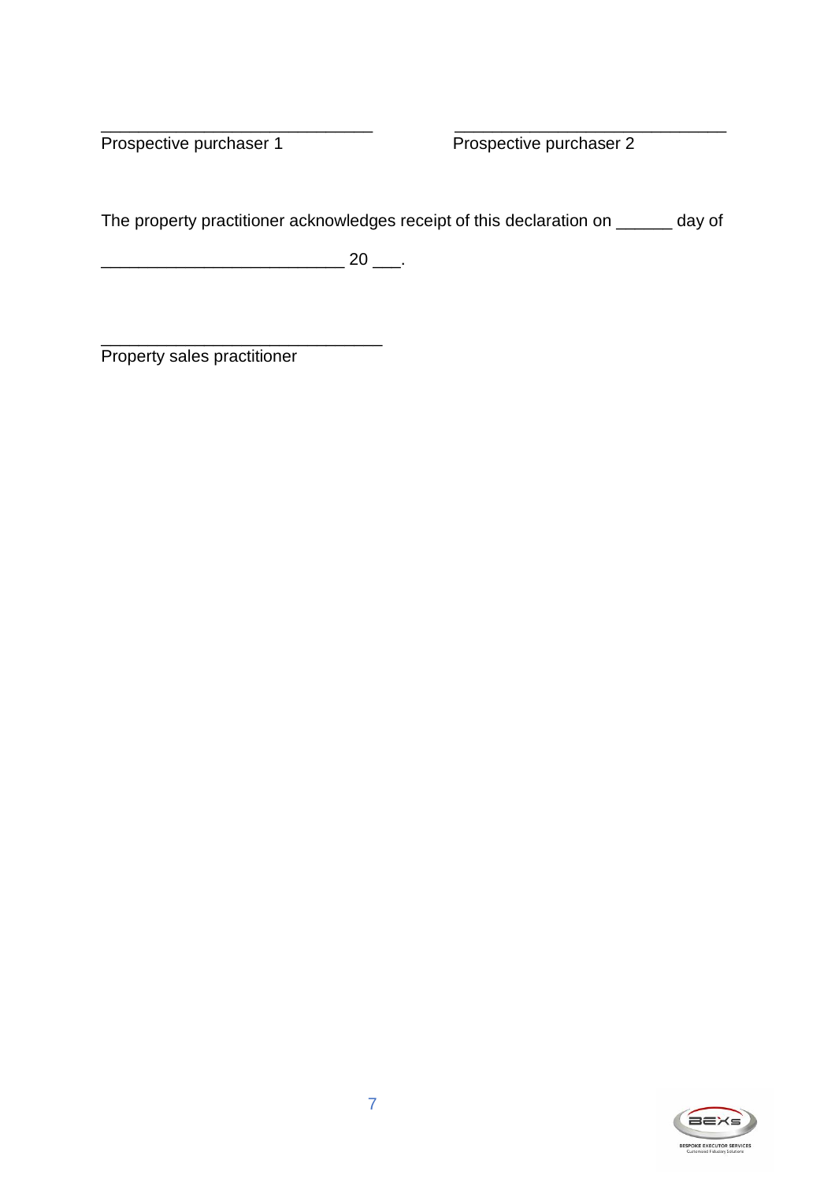\_\_\_\_\_\_\_\_\_\_\_\_\_\_\_\_\_\_\_\_\_\_\_\_\_\_\_\_\_\_
Prospective purchaser 1

\_\_\_\_\_\_\_\_\_\_\_\_\_\_\_\_\_\_\_\_\_\_\_\_\_\_\_\_\_\_
Prospective purchaser 2

The property practitioner acknowledges receipt of this declaration on \_\_\_\_\_\_ day of

\_\_\_\_\_\_\_\_\_\_\_\_\_\_\_\_\_\_\_\_\_\_\_\_\_\_\_ 20 \_\_\_.

\_\_\_\_\_\_\_\_\_\_\_\_\_\_\_\_\_\_\_\_\_\_\_\_\_\_\_\_\_\_\_
Property sales practitioner